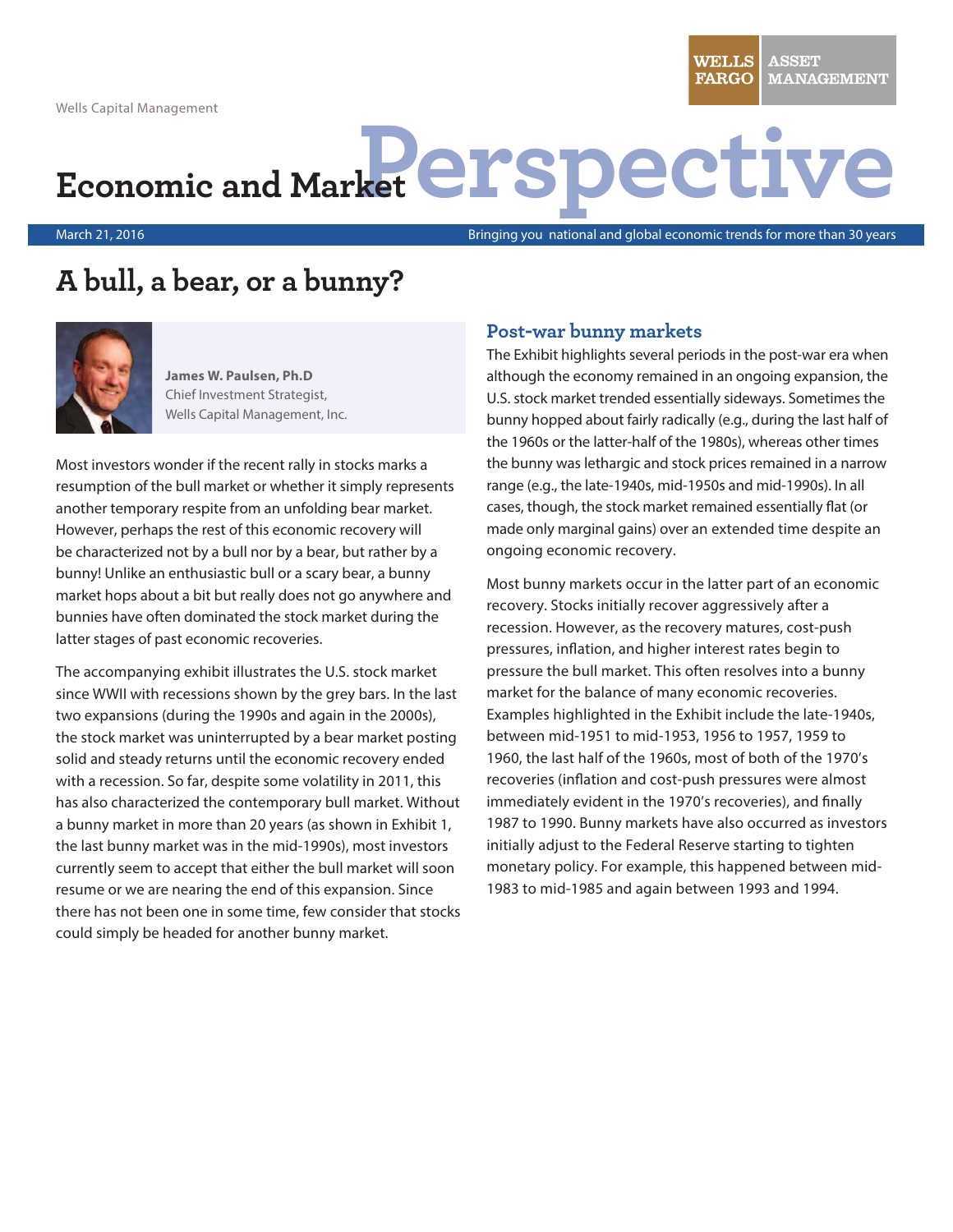Wells Capital Management

# Economic and Market Perspective

March 21, 2016

Bringing you national and global economic trends for more than 30 years

## A bull, a bear, or a bunny?

**James W. Paulsen, Ph.D**
Chief Investment Strategist,
Wells Capital Management, Inc.

Most investors wonder if the recent rally in stocks marks a resumption of the bull market or whether it simply represents another temporary respite from an unfolding bear market. However, perhaps the rest of this economic recovery will be characterized not by a bull nor by a bear, but rather by a bunny! Unlike an enthusiastic bull or a scary bear, a bunny market hops about a bit but really does not go anywhere and bunnies have often dominated the stock market during the latter stages of past economic recoveries.

The accompanying exhibit illustrates the U.S. stock market since WWII with recessions shown by the grey bars. In the last two expansions (during the 1990s and again in the 2000s), the stock market was uninterrupted by a bear market posting solid and steady returns until the economic recovery ended with a recession. So far, despite some volatility in 2011, this has also characterized the contemporary bull market. Without a bunny market in more than 20 years (as shown in Exhibit 1, the last bunny market was in the mid-1990s), most investors currently seem to accept that either the bull market will soon resume or we are nearing the end of this expansion. Since there has not been one in some time, few consider that stocks could simply be headed for another bunny market.

### Post-war bunny markets

The Exhibit highlights several periods in the post-war era when although the economy remained in an ongoing expansion, the U.S. stock market trended essentially sideways. Sometimes the bunny hopped about fairly radically (e.g., during the last half of the 1960s or the latter-half of the 1980s), whereas other times the bunny was lethargic and stock prices remained in a narrow range (e.g., the late-1940s, mid-1950s and mid-1990s). In all cases, though, the stock market remained essentially flat (or made only marginal gains) over an extended time despite an ongoing economic recovery.

Most bunny markets occur in the latter part of an economic recovery. Stocks initially recover aggressively after a recession. However, as the recovery matures, cost-push pressures, inflation, and higher interest rates begin to pressure the bull market. This often resolves into a bunny market for the balance of many economic recoveries. Examples highlighted in the Exhibit include the late-1940s, between mid-1951 to mid-1953, 1956 to 1957, 1959 to 1960, the last half of the 1960s, most of both of the 1970's recoveries (inflation and cost-push pressures were almost immediately evident in the 1970's recoveries), and finally 1987 to 1990. Bunny markets have also occurred as investors initially adjust to the Federal Reserve starting to tighten monetary policy. For example, this happened between mid-1983 to mid-1985 and again between 1993 and 1994.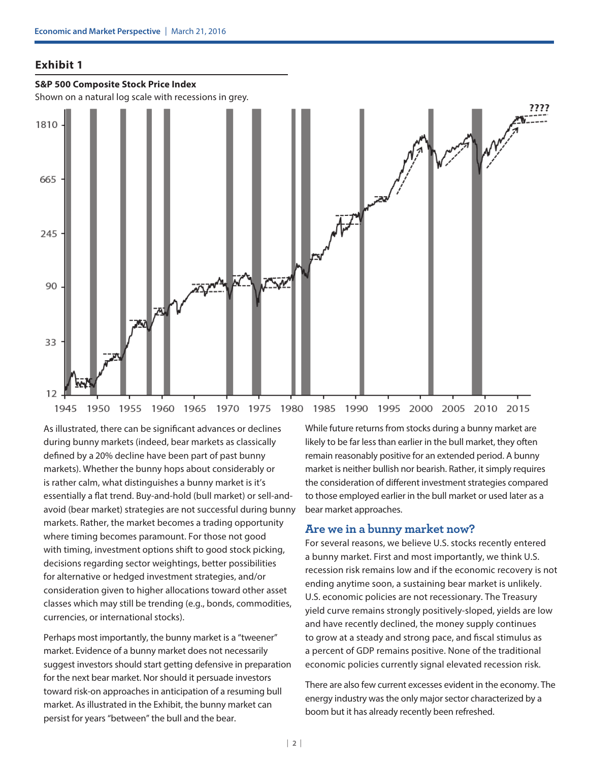## Exhibit 1

**S&P 500 Composite Stock Price Index**

Shown on a natural log scale with recessions in grey.

As illustrated, there can be significant advances or declines during bunny markets (indeed, bear markets as classically defined by a 20% decline have been part of past bunny markets). Whether the bunny hops about considerably or is rather calm, what distinguishes a bunny market is it's essentially a flat trend. Buy-and-hold (bull market) or sell-and-avoid (bear market) strategies are not successful during bunny markets. Rather, the market becomes a trading opportunity where timing becomes paramount. For those not good with timing, investment options shift to good stock picking, decisions regarding sector weightings, better possibilities for alternative or hedged investment strategies, and/or consideration given to higher allocations toward other asset classes which may still be trending (e.g., bonds, commodities, currencies, or international stocks).

Perhaps most importantly, the bunny market is a "tweener" market. Evidence of a bunny market does not necessarily suggest investors should start getting defensive in preparation for the next bear market. Nor should it persuade investors toward risk-on approaches in anticipation of a resuming bull market. As illustrated in the Exhibit, the bunny market can persist for years "between" the bull and the bear.

While future returns from stocks during a bunny market are likely to be far less than earlier in the bull market, they often remain reasonably positive for an extended period. A bunny market is neither bullish nor bearish. Rather, it simply requires the consideration of different investment strategies compared to those employed earlier in the bull market or used later as a bear market approaches.

## Are we in a bunny market now?

For several reasons, we believe U.S. stocks recently entered a bunny market. First and most importantly, we think U.S. recession risk remains low and if the economic recovery is not ending anytime soon, a sustaining bear market is unlikely. U.S. economic policies are not recessionary. The Treasury yield curve remains strongly positively-sloped, yields are low and have recently declined, the money supply continues to grow at a steady and strong pace, and fiscal stimulus as a percent of GDP remains positive. None of the traditional economic policies currently signal elevated recession risk.

There are also few current excesses evident in the economy. The energy industry was the only major sector characterized by a boom but it has already recently been refreshed.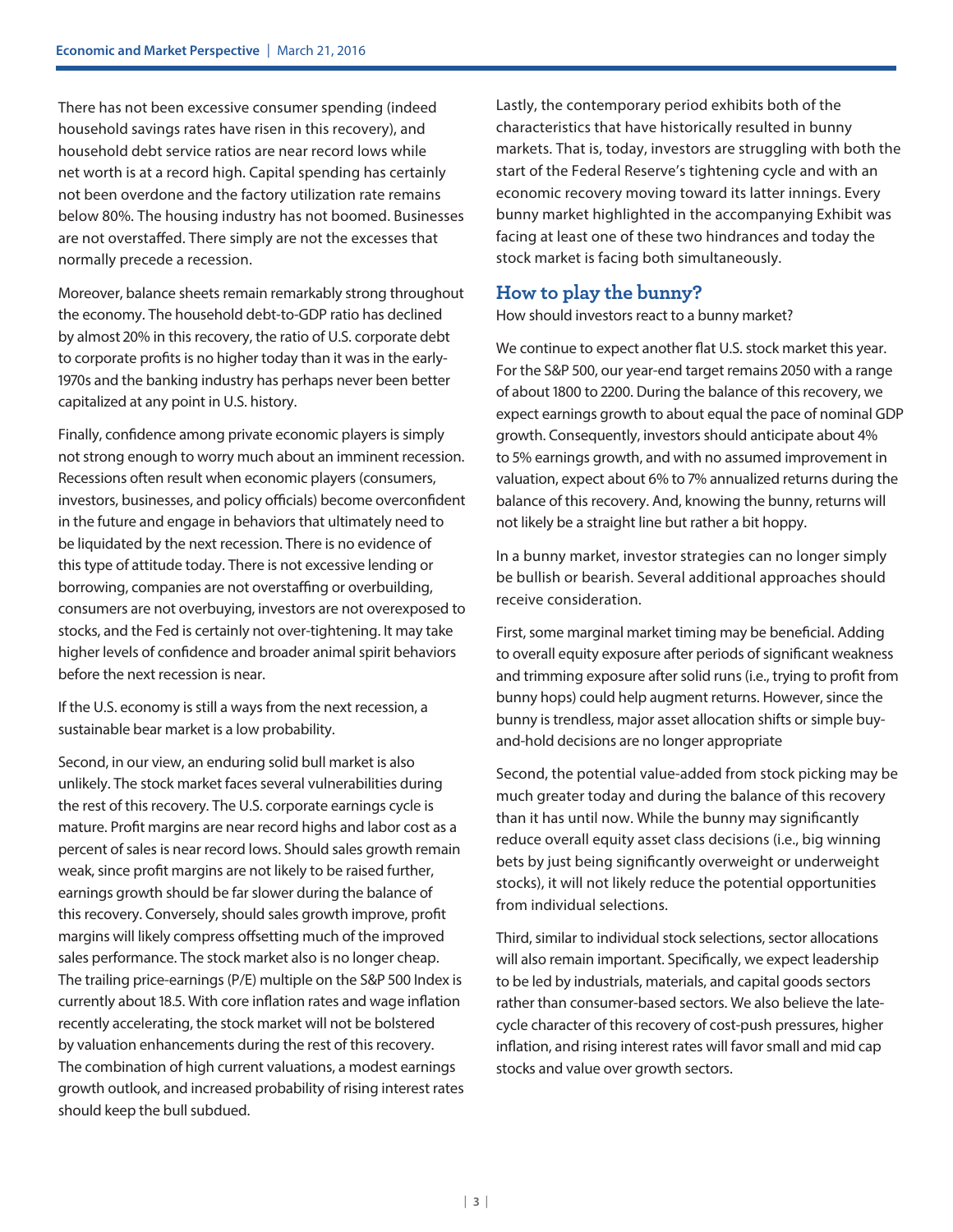There has not been excessive consumer spending (indeed household savings rates have risen in this recovery), and household debt service ratios are near record lows while net worth is at a record high. Capital spending has certainly not been overdone and the factory utilization rate remains below 80%. The housing industry has not boomed. Businesses are not overstaffed. There simply are not the excesses that normally precede a recession.

Moreover, balance sheets remain remarkably strong throughout the economy. The household debt-to-GDP ratio has declined by almost 20% in this recovery, the ratio of U.S. corporate debt to corporate profits is no higher today than it was in the early-1970s and the banking industry has perhaps never been better capitalized at any point in U.S. history.

Finally, confidence among private economic players is simply not strong enough to worry much about an imminent recession. Recessions often result when economic players (consumers, investors, businesses, and policy officials) become overconfident in the future and engage in behaviors that ultimately need to be liquidated by the next recession. There is no evidence of this type of attitude today. There is not excessive lending or borrowing, companies are not overstaffing or overbuilding, consumers are not overbuying, investors are not overexposed to stocks, and the Fed is certainly not over-tightening. It may take higher levels of confidence and broader animal spirit behaviors before the next recession is near.

If the U.S. economy is still a ways from the next recession, a sustainable bear market is a low probability.

Second, in our view, an enduring solid bull market is also unlikely. The stock market faces several vulnerabilities during the rest of this recovery. The U.S. corporate earnings cycle is mature. Profit margins are near record highs and labor cost as a percent of sales is near record lows. Should sales growth remain weak, since profit margins are not likely to be raised further, earnings growth should be far slower during the balance of this recovery. Conversely, should sales growth improve, profit margins will likely compress offsetting much of the improved sales performance. The stock market also is no longer cheap. The trailing price-earnings (P/E) multiple on the S&P 500 Index is currently about 18.5. With core inflation rates and wage inflation recently accelerating, the stock market will not be bolstered by valuation enhancements during the rest of this recovery. The combination of high current valuations, a modest earnings growth outlook, and increased probability of rising interest rates should keep the bull subdued.

Lastly, the contemporary period exhibits both of the characteristics that have historically resulted in bunny markets. That is, today, investors are struggling with both the start of the Federal Reserve's tightening cycle and with an economic recovery moving toward its latter innings. Every bunny market highlighted in the accompanying Exhibit was facing at least one of these two hindrances and today the stock market is facing both simultaneously.

## How to play the bunny?

How should investors react to a bunny market?

We continue to expect another flat U.S. stock market this year. For the S&P 500, our year-end target remains 2050 with a range of about 1800 to 2200. During the balance of this recovery, we expect earnings growth to about equal the pace of nominal GDP growth. Consequently, investors should anticipate about 4% to 5% earnings growth, and with no assumed improvement in valuation, expect about 6% to 7% annualized returns during the balance of this recovery. And, knowing the bunny, returns will not likely be a straight line but rather a bit hoppy.

In a bunny market, investor strategies can no longer simply be bullish or bearish. Several additional approaches should receive consideration.

First, some marginal market timing may be beneficial. Adding to overall equity exposure after periods of significant weakness and trimming exposure after solid runs (i.e., trying to profit from bunny hops) could help augment returns. However, since the bunny is trendless, major asset allocation shifts or simple buy-and-hold decisions are no longer appropriate

Second, the potential value-added from stock picking may be much greater today and during the balance of this recovery than it has until now. While the bunny may significantly reduce overall equity asset class decisions (i.e., big winning bets by just being significantly overweight or underweight stocks), it will not likely reduce the potential opportunities from individual selections.

Third, similar to individual stock selections, sector allocations will also remain important. Specifically, we expect leadership to be led by industrials, materials, and capital goods sectors rather than consumer-based sectors. We also believe the late-cycle character of this recovery of cost-push pressures, higher inflation, and rising interest rates will favor small and mid cap stocks and value over growth sectors.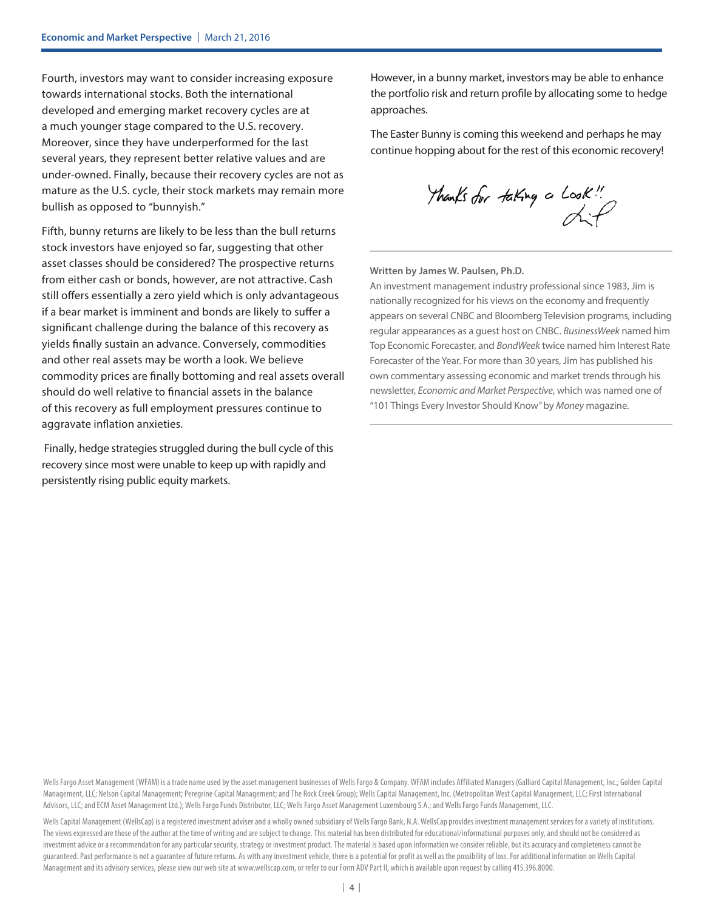Fourth, investors may want to consider increasing exposure towards international stocks. Both the international developed and emerging market recovery cycles are at a much younger stage compared to the U.S. recovery. Moreover, since they have underperformed for the last several years, they represent better relative values and are under-owned. Finally, because their recovery cycles are not as mature as the U.S. cycle, their stock markets may remain more bullish as opposed to "bunnyish."

Fifth, bunny returns are likely to be less than the bull returns stock investors have enjoyed so far, suggesting that other asset classes should be considered? The prospective returns from either cash or bonds, however, are not attractive. Cash still offers essentially a zero yield which is only advantageous if a bear market is imminent and bonds are likely to suffer a significant challenge during the balance of this recovery as yields finally sustain an advance. Conversely, commodities and other real assets may be worth a look. We believe commodity prices are finally bottoming and real assets overall should do well relative to financial assets in the balance of this recovery as full employment pressures continue to aggravate inflation anxieties.

Finally, hedge strategies struggled during the bull cycle of this recovery since most were unable to keep up with rapidly and persistently rising public equity markets. However, in a bunny market, investors may be able to enhance the portfolio risk and return profile by allocating some to hedge approaches.

The Easter Bunny is coming this weekend and perhaps he may continue hopping about for the rest of this economic recovery!

Thanks for taking a Look!!

**Written by James W. Paulsen, Ph.D.**

An investment management industry professional since 1983, Jim is nationally recognized for his views on the economy and frequently appears on several CNBC and Bloomberg Television programs, including regular appearances as a guest host on CNBC. *BusinessWeek* named him Top Economic Forecaster, and *BondWeek* twice named him Interest Rate Forecaster of the Year. For more than 30 years, Jim has published his own commentary assessing economic and market trends through his newsletter, *Economic and Market Perspective*, which was named one of "101 Things Every Investor Should Know" by *Money* magazine.

Wells Fargo Asset Management (WFAM) is a trade name used by the asset management businesses of Wells Fargo & Company. WFAM includes Affiliated Managers (Galliard Capital Management, Inc.; Golden Capital Management, LLC; Nelson Capital Management; Peregrine Capital Management; and The Rock Creek Group); Wells Capital Management, Inc. (Metropolitan West Capital Management, LLC; First International Advisors, LLC; and ECM Asset Management Ltd.); Wells Fargo Funds Distributor, LLC; Wells Fargo Asset Management Luxembourg S.A.; and Wells Fargo Funds Management, LLC.

Wells Capital Management (WellsCap) is a registered investment adviser and a wholly owned subsidiary of Wells Fargo Bank, N.A. WellsCap provides investment management services for a variety of institutions. The views expressed are those of the author at the time of writing and are subject to change. This material has been distributed for educational/informational purposes only, and should not be considered as investment advice or a recommendation for any particular security, strategy or investment product. The material is based upon information we consider reliable, but its accuracy and completeness cannot be guaranteed. Past performance is not a guarantee of future returns. As with any investment vehicle, there is a potential for profit as well as the possibility of loss. For additional information on Wells Capital Management and its advisory services, please view our web site at www.wellscap.com, or refer to our Form ADV Part II, which is available upon request by calling 415.396.8000.